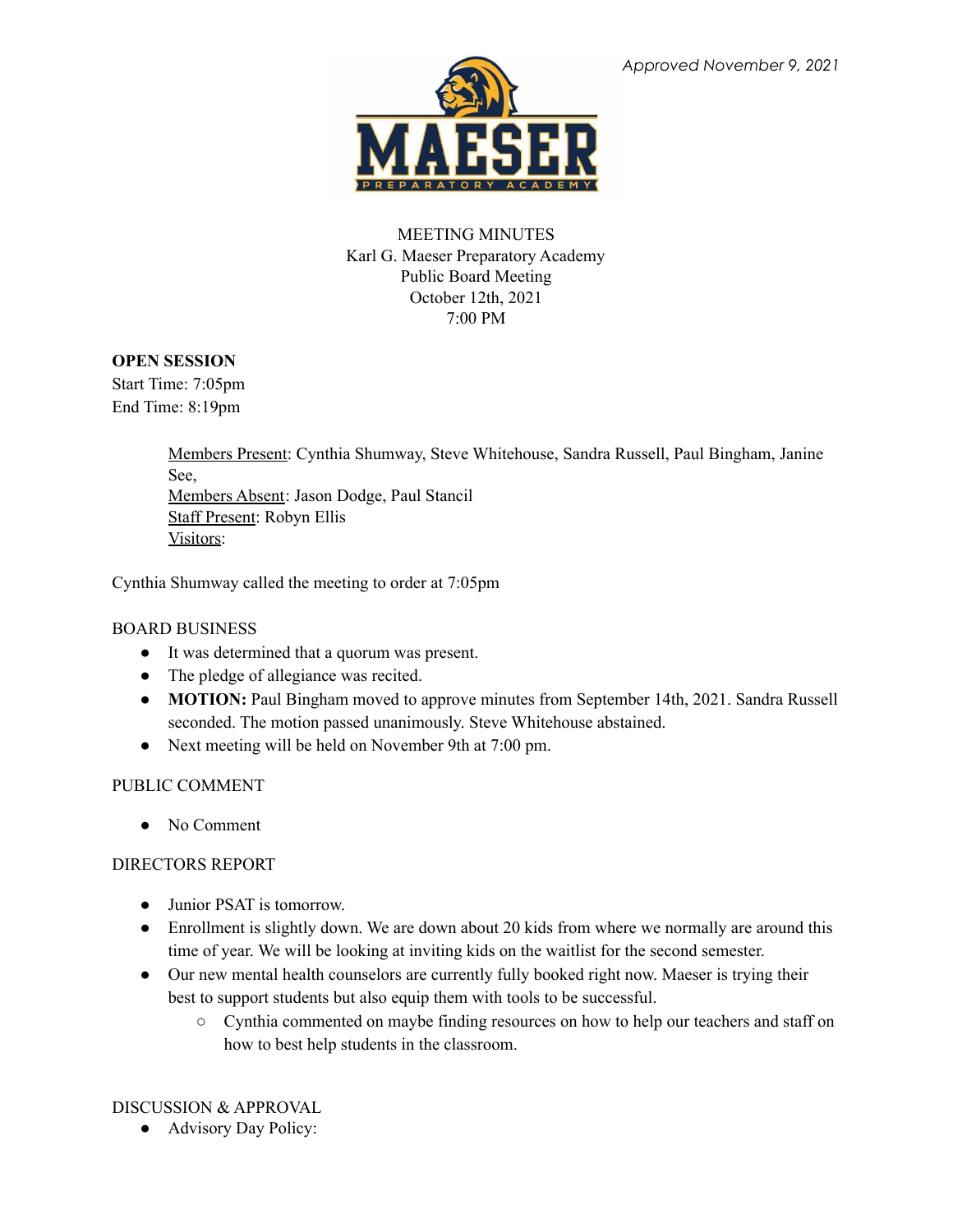*Approved November 9, 2021*

MEETING MINUTES
Karl G. Maeser Preparatory Academy
Public Board Meeting
October 12th, 2021
7:00 PM

**OPEN SESSION**
Start Time: 7:05pm
End Time: 8:19pm

> Members Present: Cynthia Shumway, Steve Whitehouse, Sandra Russell, Paul Bingham, Janine See,
> Members Absent: Jason Dodge, Paul Stancil
> Staff Present: Robyn Ellis
> Visitors:

Cynthia Shumway called the meeting to order at 7:05pm

BOARD BUSINESS

- It was determined that a quorum was present.
- The pledge of allegiance was recited.
- **MOTION:** Paul Bingham moved to approve minutes from September 14th, 2021. Sandra Russell seconded. The motion passed unanimously. Steve Whitehouse abstained.
- Next meeting will be held on November 9th at 7:00 pm.

PUBLIC COMMENT

- No Comment

DIRECTORS REPORT

- Junior PSAT is tomorrow.
- Enrollment is slightly down. We are down about 20 kids from where we normally are around this time of year. We will be looking at inviting kids on the waitlist for the second semester.
- Our new mental health counselors are currently fully booked right now. Maeser is trying their best to support students but also equip them with tools to be successful.
  - Cynthia commented on maybe finding resources on how to help our teachers and staff on how to best help students in the classroom.

DISCUSSION & APPROVAL

- Advisory Day Policy: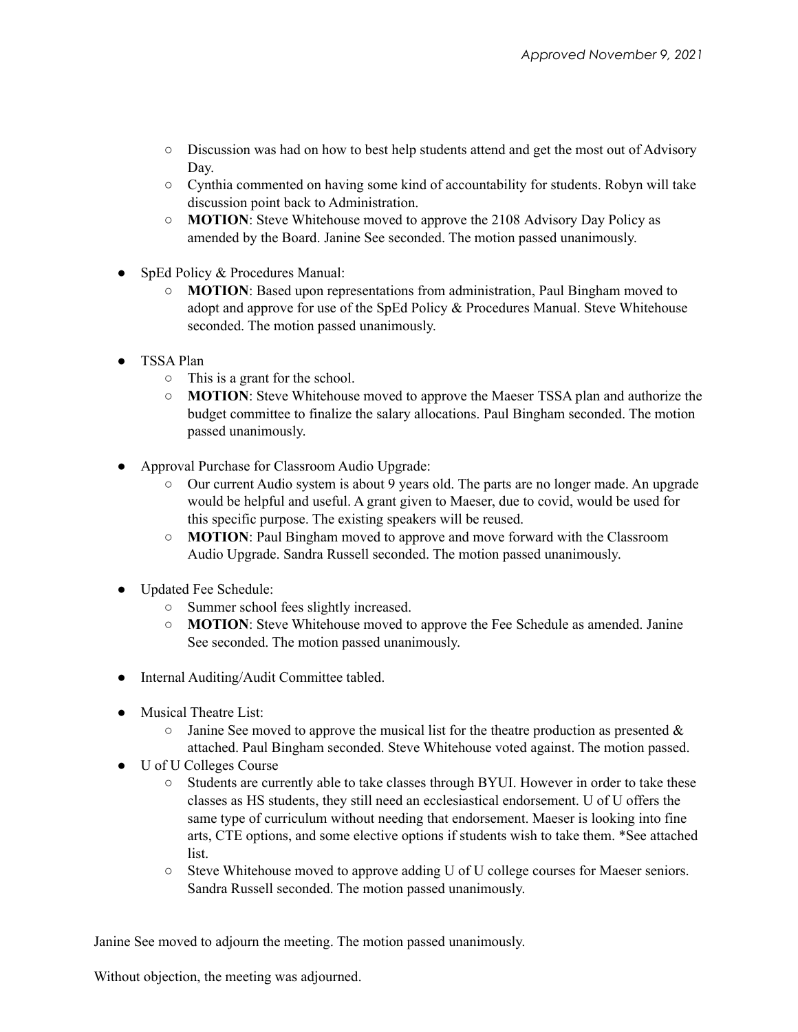*Approved November 9, 2021*

- Discussion was had on how to best help students attend and get the most out of Advisory Day.
    - Cynthia commented on having some kind of accountability for students. Robyn will take discussion point back to Administration.
    - **MOTION**: Steve Whitehouse moved to approve the 2108 Advisory Day Policy as amended by the Board. Janine See seconded. The motion passed unanimously.

- SpEd Policy & Procedures Manual:
    - **MOTION**: Based upon representations from administration, Paul Bingham moved to adopt and approve for use of the SpEd Policy & Procedures Manual. Steve Whitehouse seconded. The motion passed unanimously.

- TSSA Plan
    - This is a grant for the school.
    - **MOTION**: Steve Whitehouse moved to approve the Maeser TSSA plan and authorize the budget committee to finalize the salary allocations. Paul Bingham seconded. The motion passed unanimously.

- Approval Purchase for Classroom Audio Upgrade:
    - Our current Audio system is about 9 years old. The parts are no longer made. An upgrade would be helpful and useful. A grant given to Maeser, due to covid, would be used for this specific purpose. The existing speakers will be reused.
    - **MOTION**: Paul Bingham moved to approve and move forward with the Classroom Audio Upgrade. Sandra Russell seconded. The motion passed unanimously.

- Updated Fee Schedule:
    - Summer school fees slightly increased.
    - **MOTION**: Steve Whitehouse moved to approve the Fee Schedule as amended. Janine See seconded. The motion passed unanimously.

- Internal Auditing/Audit Committee tabled.

- Musical Theatre List:
    - Janine See moved to approve the musical list for the theatre production as presented & attached. Paul Bingham seconded. Steve Whitehouse voted against. The motion passed.
- U of U Colleges Course
    - Students are currently able to take classes through BYUI. However in order to take these classes as HS students, they still need an ecclesiastical endorsement. U of U offers the same type of curriculum without needing that endorsement. Maeser is looking into fine arts, CTE options, and some elective options if students wish to take them. *See attached list.
    - Steve Whitehouse moved to approve adding U of U college courses for Maeser seniors. Sandra Russell seconded. The motion passed unanimously.

Janine See moved to adjourn the meeting. The motion passed unanimously.

Without objection, the meeting was adjourned.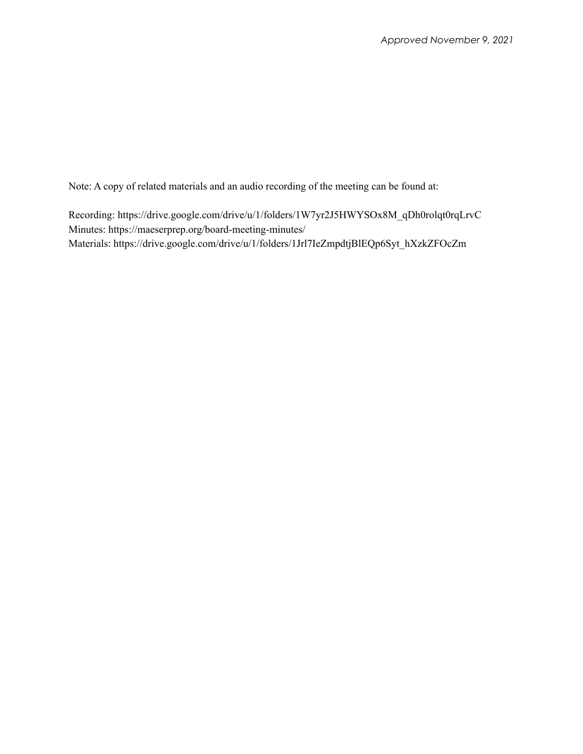*Approved November 9, 2021*

Note: A copy of related materials and an audio recording of the meeting can be found at:

Recording: https://drive.google.com/drive/u/1/folders/1W7yr2J5HWYSOx8M_qDh0rolqt0rqLrvC
Minutes: https://maeserprep.org/board-meeting-minutes/
Materials: https://drive.google.com/drive/u/1/folders/1Jrl7IeZmpdtjBlEQp6Syt_hXzkZFOcZm